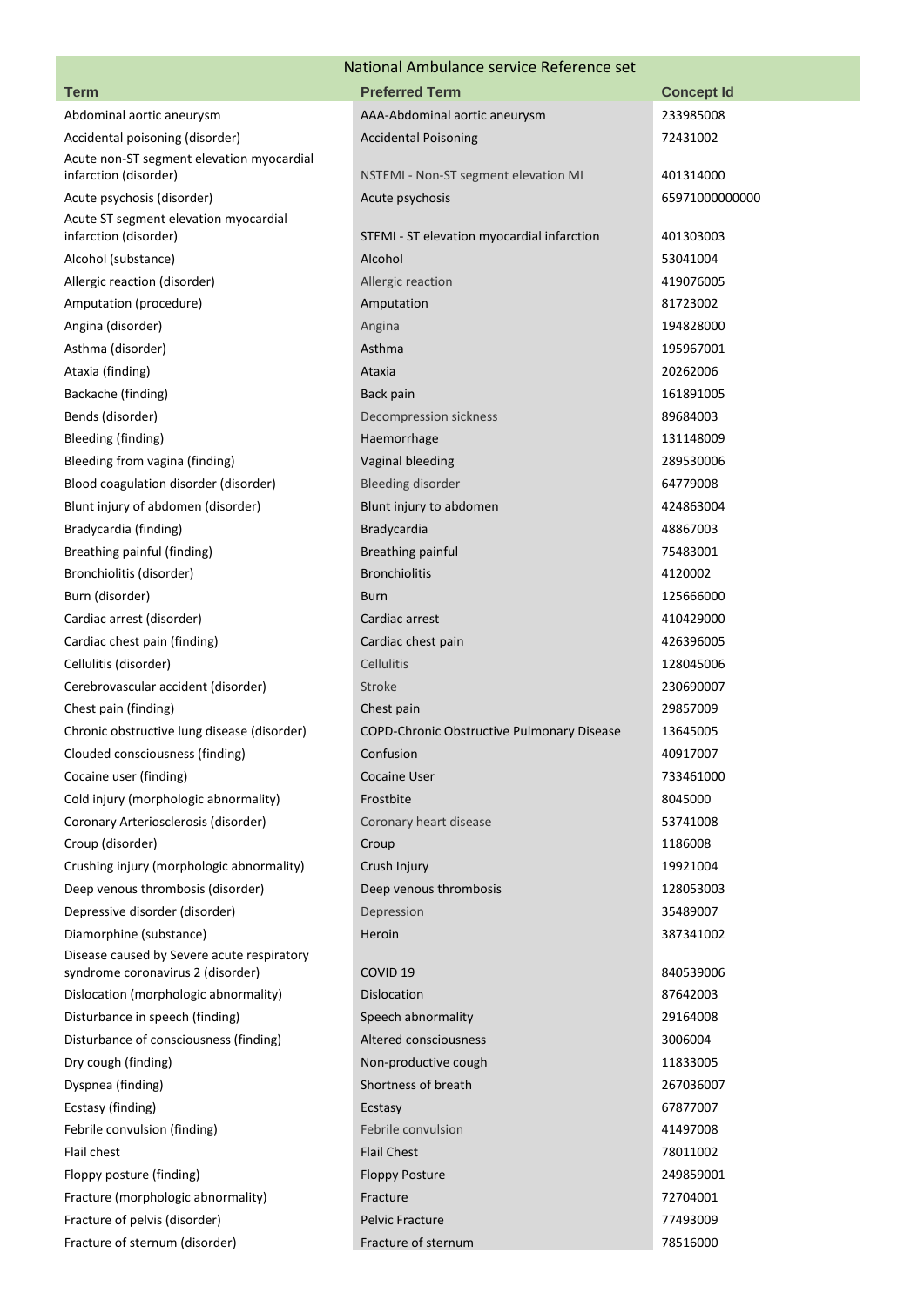| National Ambulance service Reference set | | |
|---|---|---|
| **Term** | **Preferred Term** | **Concept Id** |
| Abdominal aortic aneurysm | AAA-Abdominal aortic aneurysm | 233985008 |
| Accidental poisoning (disorder) | Accidental Poisoning | 72431002 |
| Acute non-ST segment elevation myocardial infarction (disorder) | NSTEMI - Non-ST segment elevation MI | 401314000 |
| Acute psychosis (disorder) | Acute psychosis | 65971000000000 |
| Acute ST segment elevation myocardial infarction (disorder) | STEMI - ST elevation myocardial infarction | 401303003 |
| Alcohol (substance) | Alcohol | 53041004 |
| Allergic reaction (disorder) | Allergic reaction | 419076005 |
| Amputation (procedure) | Amputation | 81723002 |
| Angina (disorder) | Angina | 194828000 |
| Asthma (disorder) | Asthma | 195967001 |
| Ataxia (finding) | Ataxia | 20262006 |
| Backache (finding) | Back pain | 161891005 |
| Bends (disorder) | Decompression sickness | 89684003 |
| Bleeding (finding) | Haemorrhage | 131148009 |
| Bleeding from vagina (finding) | Vaginal bleeding | 289530006 |
| Blood coagulation disorder (disorder) | Bleeding disorder | 64779008 |
| Blunt injury of abdomen (disorder) | Blunt injury to abdomen | 424863004 |
| Bradycardia (finding) | Bradycardia | 48867003 |
| Breathing painful (finding) | Breathing painful | 75483001 |
| Bronchiolitis (disorder) | Bronchiolitis | 4120002 |
| Burn (disorder) | Burn | 125666000 |
| Cardiac arrest (disorder) | Cardiac arrest | 410429000 |
| Cardiac chest pain (finding) | Cardiac chest pain | 426396005 |
| Cellulitis (disorder) | Cellulitis | 128045006 |
| Cerebrovascular accident (disorder) | Stroke | 230690007 |
| Chest pain (finding) | Chest pain | 29857009 |
| Chronic obstructive lung disease (disorder) | COPD-Chronic Obstructive Pulmonary Disease | 13645005 |
| Clouded consciousness (finding) | Confusion | 40917007 |
| Cocaine user (finding) | Cocaine User | 733461000 |
| Cold injury (morphologic abnormality) | Frostbite | 8045000 |
| Coronary Arteriosclerosis (disorder) | Coronary heart disease | 53741008 |
| Croup (disorder) | Croup | 1186008 |
| Crushing injury (morphologic abnormality) | Crush Injury | 19921004 |
| Deep venous thrombosis (disorder) | Deep venous thrombosis | 128053003 |
| Depressive disorder (disorder) | Depression | 35489007 |
| Diamorphine (substance) | Heroin | 387341002 |
| Disease caused by Severe acute respiratory syndrome coronavirus 2 (disorder) | COVID 19 | 840539006 |
| Dislocation (morphologic abnormality) | Dislocation | 87642003 |
| Disturbance in speech (finding) | Speech abnormality | 29164008 |
| Disturbance of consciousness (finding) | Altered consciousness | 3006004 |
| Dry cough (finding) | Non-productive cough | 11833005 |
| Dyspnea (finding) | Shortness of breath | 267036007 |
| Ecstasy (finding) | Ecstasy | 67877007 |
| Febrile convulsion (finding) | Febrile convulsion | 41497008 |
| Flail chest | Flail Chest | 78011002 |
| Floppy posture (finding) | Floppy Posture | 249859001 |
| Fracture (morphologic abnormality) | Fracture | 72704001 |
| Fracture of pelvis (disorder) | Pelvic Fracture | 77493009 |
| Fracture of sternum (disorder) | Fracture of sternum | 78516000 |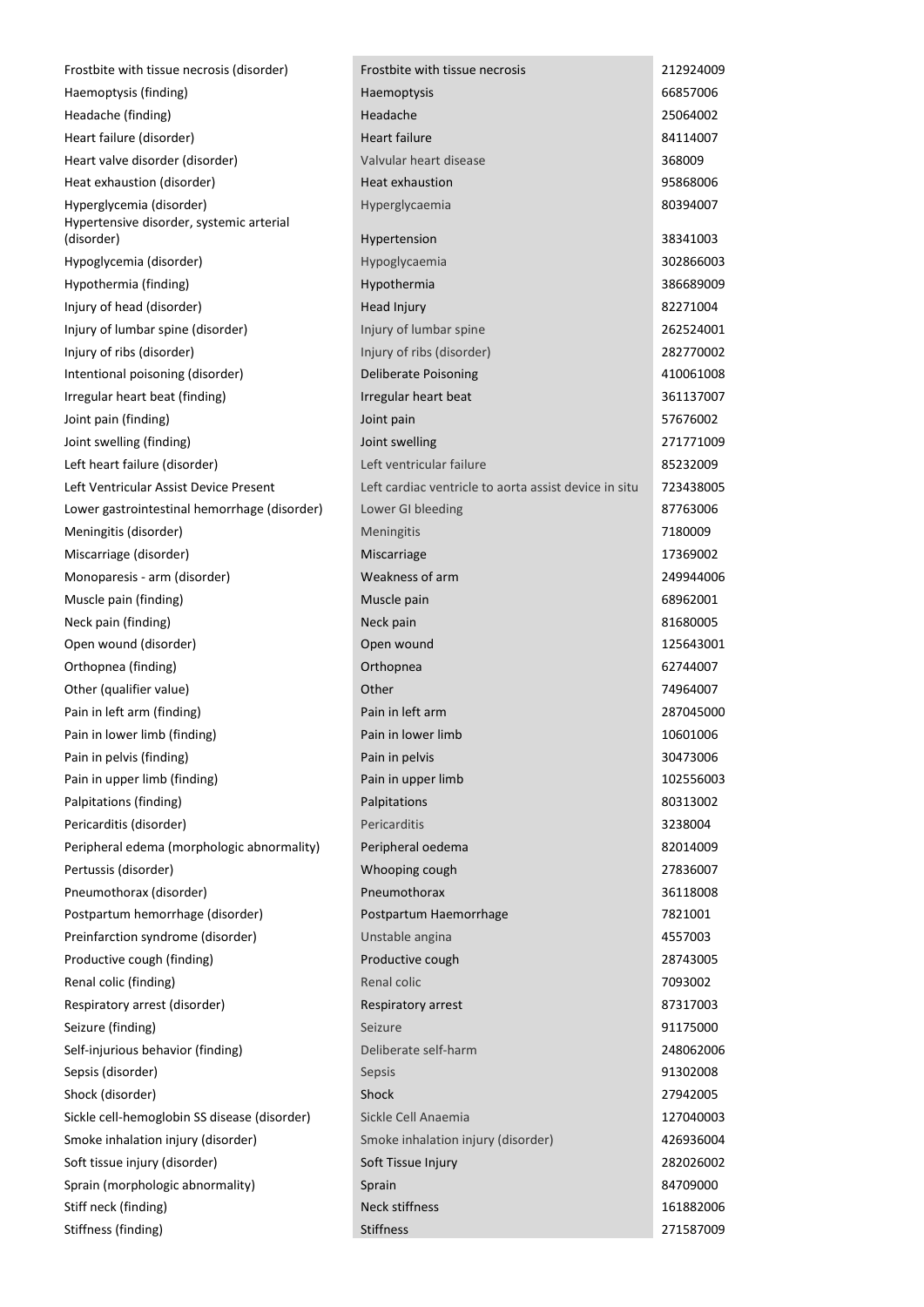| | | |
|---|---|---|
| Frostbite with tissue necrosis (disorder) | Frostbite with tissue necrosis | 212924009 |
| Haemoptysis (finding) | Haemoptysis | 66857006 |
| Headache (finding) | Headache | 25064002 |
| Heart failure (disorder) | Heart failure | 84114007 |
| Heart valve disorder (disorder) | Valvular heart disease | 368009 |
| Heat exhaustion (disorder) | Heat exhaustion | 95868006 |
| Hyperglycemia (disorder) | Hyperglycaemia | 80394007 |
| Hypertensive disorder, systemic arterial (disorder) | Hypertension | 38341003 |
| Hypoglycemia (disorder) | Hypoglycaemia | 302866003 |
| Hypothermia (finding) | Hypothermia | 386689009 |
| Injury of head (disorder) | Head Injury | 82271004 |
| Injury of lumbar spine (disorder) | Injury of lumbar spine | 262524001 |
| Injury of ribs (disorder) | Injury of ribs (disorder) | 282770002 |
| Intentional poisoning (disorder) | Deliberate Poisoning | 410061008 |
| Irregular heart beat (finding) | Irregular heart beat | 361137007 |
| Joint pain (finding) | Joint pain | 57676002 |
| Joint swelling (finding) | Joint swelling | 271771009 |
| Left heart failure (disorder) | Left ventricular failure | 85232009 |
| Left Ventricular Assist Device Present | Left cardiac ventricle to aorta assist device in situ | 723438005 |
| Lower gastrointestinal hemorrhage (disorder) | Lower GI bleeding | 87763006 |
| Meningitis (disorder) | Meningitis | 7180009 |
| Miscarriage (disorder) | Miscarriage | 17369002 |
| Monoparesis - arm (disorder) | Weakness of arm | 249944006 |
| Muscle pain (finding) | Muscle pain | 68962001 |
| Neck pain (finding) | Neck pain | 81680005 |
| Open wound (disorder) | Open wound | 125643001 |
| Orthopnea (finding) | Orthopnea | 62744007 |
| Other (qualifier value) | Other | 74964007 |
| Pain in left arm (finding) | Pain in left arm | 287045000 |
| Pain in lower limb (finding) | Pain in lower limb | 10601006 |
| Pain in pelvis (finding) | Pain in pelvis | 30473006 |
| Pain in upper limb (finding) | Pain in upper limb | 102556003 |
| Palpitations (finding) | Palpitations | 80313002 |
| Pericarditis (disorder) | Pericarditis | 3238004 |
| Peripheral edema (morphologic abnormality) | Peripheral oedema | 82014009 |
| Pertussis (disorder) | Whooping cough | 27836007 |
| Pneumothorax (disorder) | Pneumothorax | 36118008 |
| Postpartum hemorrhage (disorder) | Postpartum Haemorrhage | 7821001 |
| Preinfarction syndrome (disorder) | Unstable angina | 4557003 |
| Productive cough (finding) | Productive cough | 28743005 |
| Renal colic (finding) | Renal colic | 7093002 |
| Respiratory arrest (disorder) | Respiratory arrest | 87317003 |
| Seizure (finding) | Seizure | 91175000 |
| Self-injurious behavior (finding) | Deliberate self-harm | 248062006 |
| Sepsis (disorder) | Sepsis | 91302008 |
| Shock (disorder) | Shock | 27942005 |
| Sickle cell-hemoglobin SS disease (disorder) | Sickle Cell Anaemia | 127040003 |
| Smoke inhalation injury (disorder) | Smoke inhalation injury (disorder) | 426936004 |
| Soft tissue injury (disorder) | Soft Tissue Injury | 282026002 |
| Sprain (morphologic abnormality) | Sprain | 84709000 |
| Stiff neck (finding) | Neck stiffness | 161882006 |
| Stiffness (finding) | Stiffness | 271587009 |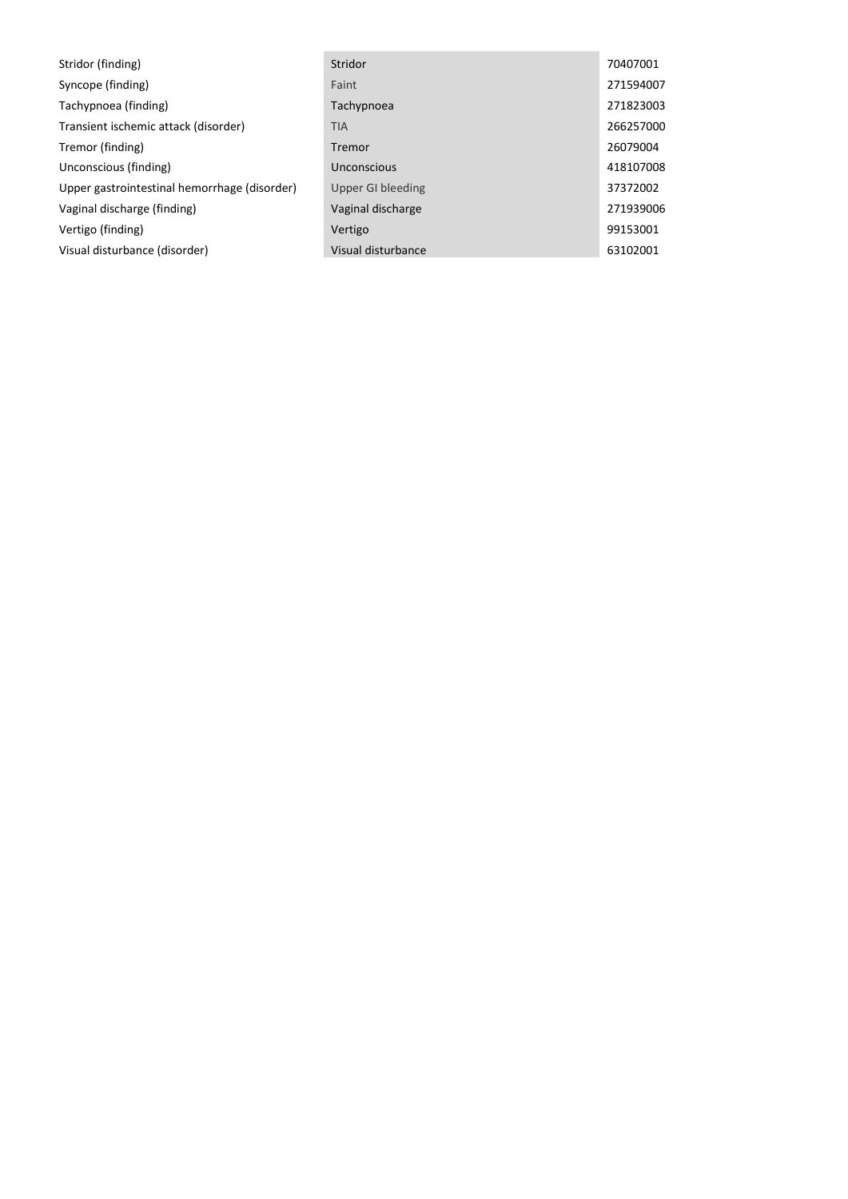| | | |
|---|---|---|
| Stridor (finding) | Stridor | 70407001 |
| Syncope (finding) | Faint | 271594007 |
| Tachypnoea (finding) | Tachypnoea | 271823003 |
| Transient ischemic attack (disorder) | TIA | 266257000 |
| Tremor (finding) | Tremor | 26079004 |
| Unconscious (finding) | Unconscious | 418107008 |
| Upper gastrointestinal hemorrhage (disorder) | Upper GI bleeding | 37372002 |
| Vaginal discharge (finding) | Vaginal discharge | 271939006 |
| Vertigo (finding) | Vertigo | 99153001 |
| Visual disturbance (disorder) | Visual disturbance | 63102001 |